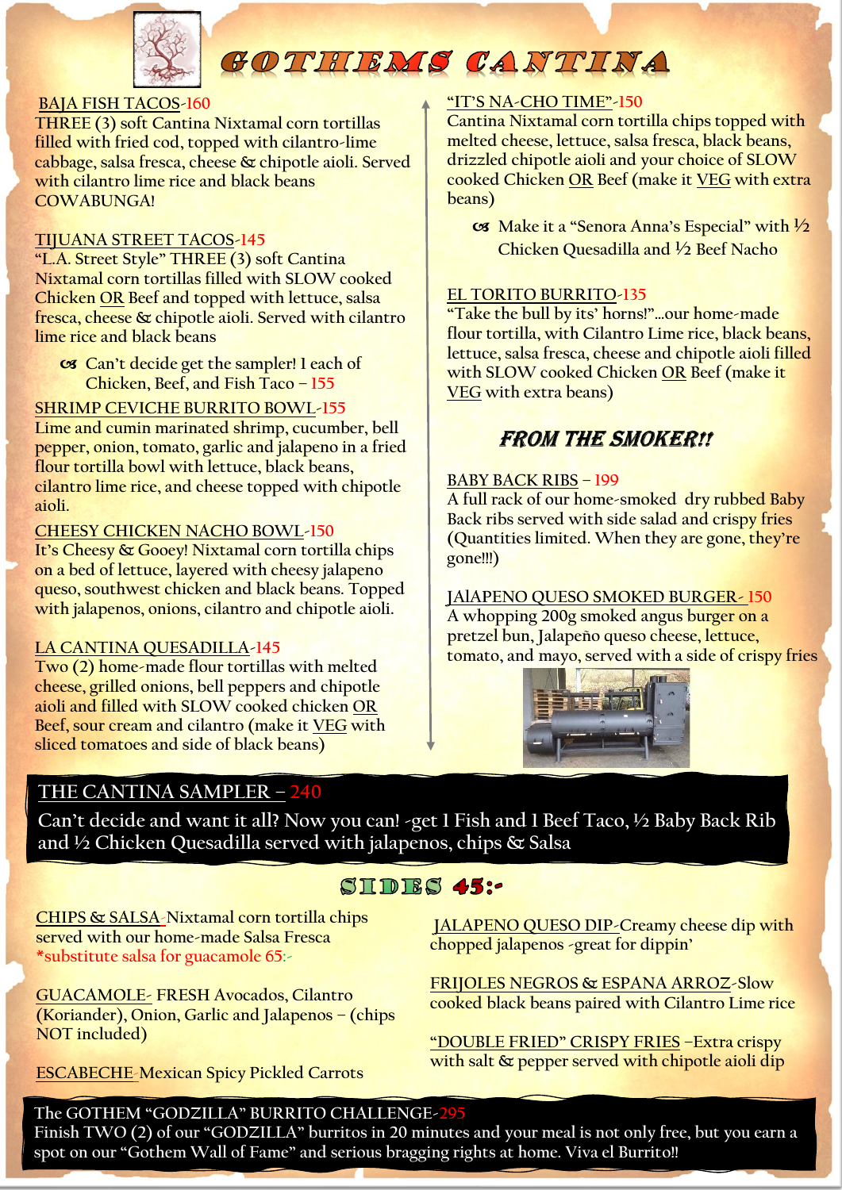# GOTHEMS CANTINA

**BAJA FISH TACOS-160**
THREE (3) soft Cantina Nixtamal corn tortillas filled with fried cod, topped with cilantro-lime cabbage, salsa fresca, cheese & chipotle aioli. Served with cilantro lime rice and black beans COWABUNGA!

**TIJUANA STREET TACOS-145**
"L.A. Street Style" THREE (3) soft Cantina Nixtamal corn tortillas filled with SLOW cooked Chicken OR Beef and topped with lettuce, salsa fresca, cheese & chipotle aioli. Served with cilantro lime rice and black beans

- Can't decide get the sampler! 1 each of Chicken, Beef, and Fish Taco – 155

**SHRIMP CEVICHE BURRITO BOWL-155**
Lime and cumin marinated shrimp, cucumber, bell pepper, onion, tomato, garlic and jalapeno in a fried flour tortilla bowl with lettuce, black beans, cilantro lime rice, and cheese topped with chipotle aioli.

**CHEESY CHICKEN NACHO BOWL-150**
It's Cheesy & Gooey! Nixtamal corn tortilla chips on a bed of lettuce, layered with cheesy jalapeno queso, southwest chicken and black beans. Topped with jalapenos, onions, cilantro and chipotle aioli.

**LA CANTINA QUESADILLA-145**
Two (2) home-made flour tortillas with melted cheese, grilled onions, bell peppers and chipotle aioli and filled with SLOW cooked chicken OR Beef, sour cream and cilantro (make it VEG with sliced tomatoes and side of black beans)

**"IT'S NA-CHO TIME"-150**
Cantina Nixtamal corn tortilla chips topped with melted cheese, lettuce, salsa fresca, black beans, drizzled chipotle aioli and your choice of SLOW cooked Chicken OR Beef (make it VEG with extra beans)

- Make it a "Senora Anna's Especial" with ½ Chicken Quesadilla and ½ Beef Nacho

**EL TORITO BURRITO-135**
"Take the bull by its' horns!"...our home-made flour tortilla, with Cilantro Lime rice, black beans, lettuce, salsa fresca, cheese and chipotle aioli filled with SLOW cooked Chicken OR Beef (make it VEG with extra beans)

## FROM THE SMOKER!!

**BABY BACK RIBS – 199**
A full rack of our home-smoked dry rubbed Baby Back ribs served with side salad and crispy fries (Quantities limited. When they are gone, they're gone!!!)

**JAlAPENO QUESO SMOKED BURGER- 150**
A whopping 200g smoked angus burger on a pretzel bun, Jalapeño queso cheese, lettuce, tomato, and mayo, served with a side of crispy fries

**THE CANTINA SAMPLER – 240**
Can't decide and want it all? Now you can! -get 1 Fish and 1 Beef Taco, ½ Baby Back Rib and ½ Chicken Quesadilla served with jalapenos, chips & Salsa

## SIDES 45:-

**CHIPS & SALSA-** Nixtamal corn tortilla chips served with our home-made Salsa Fresca
*substitute salsa for guacamole 65:-

**GUACAMOLE-** FRESH Avocados, Cilantro (Koriander), Onion, Garlic and Jalapenos – (chips NOT included)

**ESCABECHE-** Mexican Spicy Pickled Carrots

**JALAPENO QUESO DIP-** Creamy cheese dip with chopped jalapenos -great for dippin'

**FRIJOLES NEGROS & ESPANA ARROZ-** Slow cooked black beans paired with Cilantro Lime rice

**"DOUBLE FRIED" CRISPY FRIES** –Extra crispy with salt & pepper served with chipotle aioli dip

**The GOTHEM "GODZILLA" BURRITO CHALLENGE-295**
Finish TWO (2) of our "GODZILLA" burritos in 20 minutes and your meal is not only free, but you earn a spot on our "Gothem Wall of Fame" and serious bragging rights at home. Viva el Burrito!!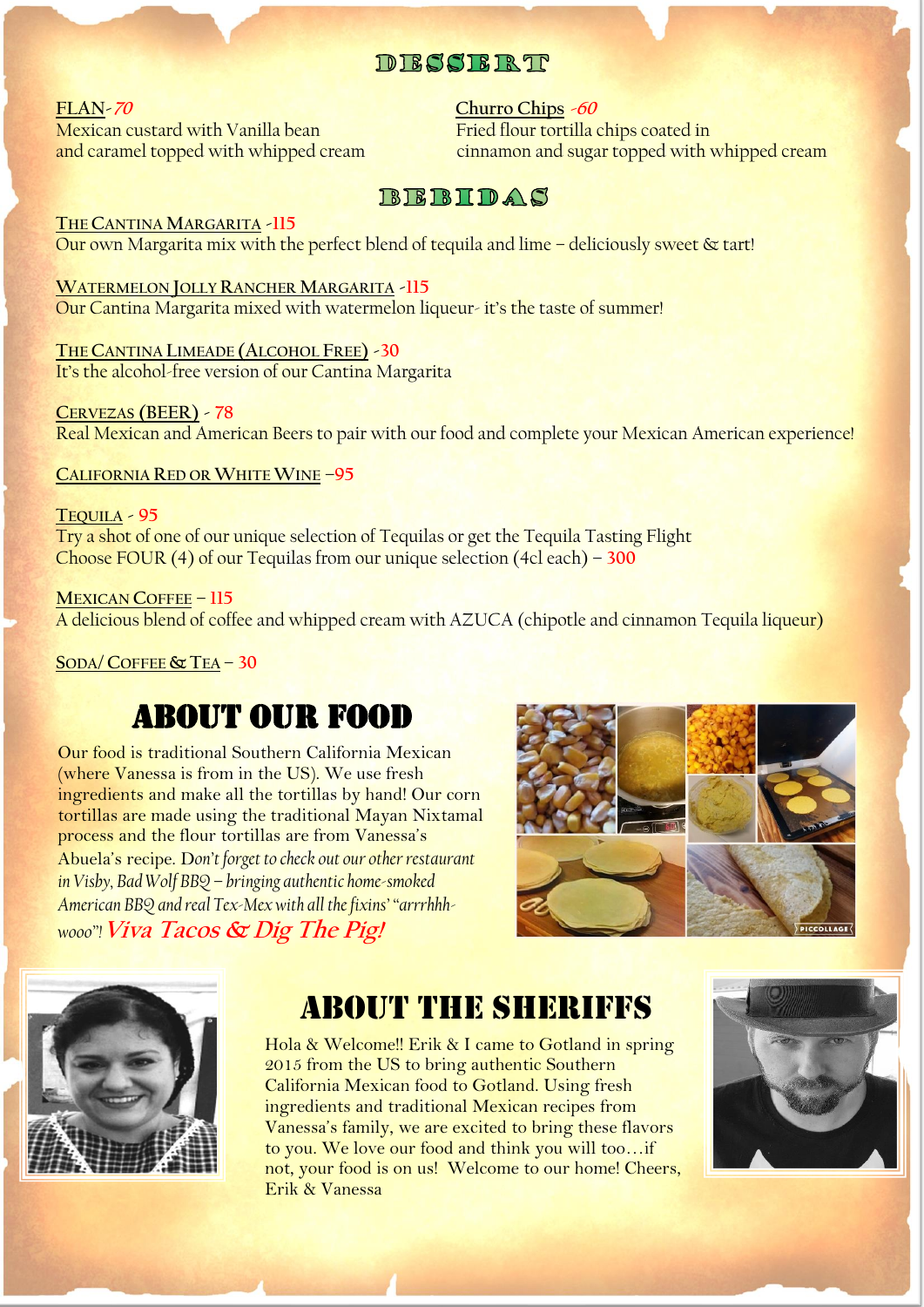# DESSERT

**FLAN** - *70*
Mexican custard with Vanilla bean and caramel topped with whipped cream

**Churro Chips** - *60*
Fried flour tortilla chips coated in cinnamon and sugar topped with whipped cream

# BEBIDAS

**THE CANTINA MARGARITA** -115
Our own Margarita mix with the perfect blend of tequila and lime – deliciously sweet & tart!

**WATERMELON JOLLY RANCHER MARGARITA** -115
Our Cantina Margarita mixed with watermelon liqueur- it's the taste of summer!

**THE CANTINA LIMEADE (ALCOHOL FREE)** -30
It's the alcohol-free version of our Cantina Margarita

**CERVEZAS (BEER)** - 78
Real Mexican and American Beers to pair with our food and complete your Mexican American experience!

**CALIFORNIA RED OR WHITE WINE** –95

**TEQUILA** - 95
Try a shot of one of our unique selection of Tequilas or get the Tequila Tasting Flight
Choose FOUR (4) of our Tequilas from our unique selection (4cl each) – 300

**MEXICAN COFFEE** – 115
A delicious blend of coffee and whipped cream with AZUCA (chipotle and cinnamon Tequila liqueur)

**SODA/ COFFEE & TEA** – 30

## ABOUT OUR FOOD

Our food is traditional Southern California Mexican (where Vanessa is from in the US). We use fresh ingredients and make all the tortillas by hand! Our corn tortillas are made using the traditional Mayan Nixtamal process and the flour tortillas are from Vanessa's Abuela's recipe. *Don't forget to check out our other restaurant in Visby, Bad Wolf BBQ – bringing authentic home-smoked American BBQ and real Tex-Mex with all the fixins' "arrrhhh-wooo"!* ***Viva Tacos & Dig The Pig!***

## ABOUT THE SHERIFFS

Hola & Welcome!! Erik & I came to Gotland in spring 2015 from the US to bring authentic Southern California Mexican food to Gotland. Using fresh ingredients and traditional Mexican recipes from Vanessa's family, we are excited to bring these flavors to you. We love our food and think you will too…if not, your food is on us! Welcome to our home! Cheers, Erik & Vanessa